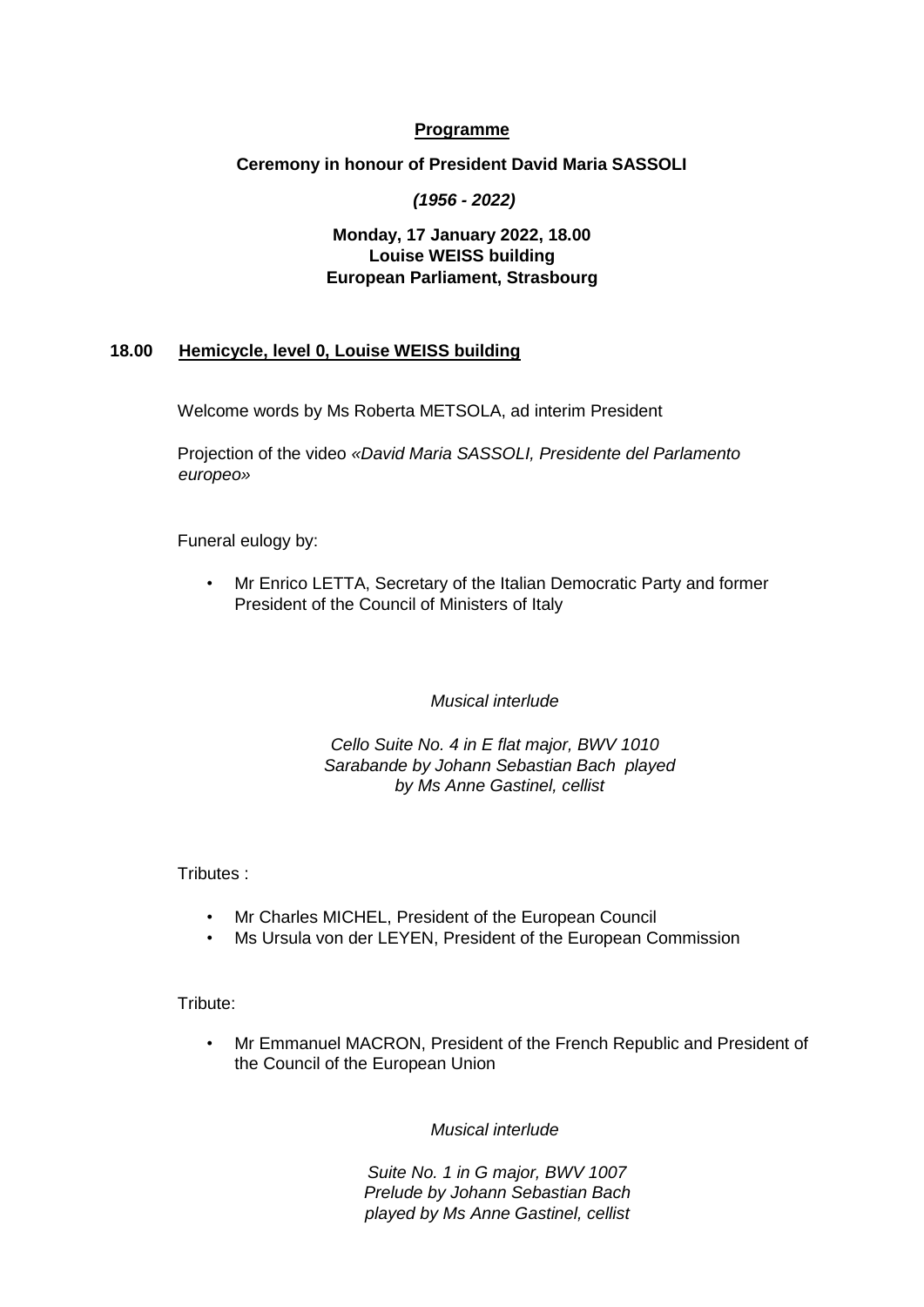# **Programme**

**Ceremony in honour of President David Maria SASSOLI**

***(1956 - 2022)***

**Monday, 17 January 2022, 18.00**
**Louise WEISS building**
**European Parliament, Strasbourg**

**18.00** **Hemicycle, level 0, Louise WEISS building**

Welcome words by Ms Roberta METSOLA, ad interim President

Projection of the video *«David Maria SASSOLI, Presidente del Parlamento europeo»*

Funeral eulogy by:

- Mr Enrico LETTA, Secretary of the Italian Democratic Party and former President of the Council of Ministers of Italy

*Musical interlude*

*Cello Suite No. 4 in E flat major, BWV 1010*
*Sarabande by Johann Sebastian Bach played by Ms Anne Gastinel, cellist*

Tributes :

- Mr Charles MICHEL, President of the European Council
- Ms Ursula von der LEYEN, President of the European Commission

Tribute:

- Mr Emmanuel MACRON, President of the French Republic and President of the Council of the European Union

*Musical interlude*

*Suite No. 1 in G major, BWV 1007*
*Prelude by Johann Sebastian Bach*
*played by Ms Anne Gastinel, cellist*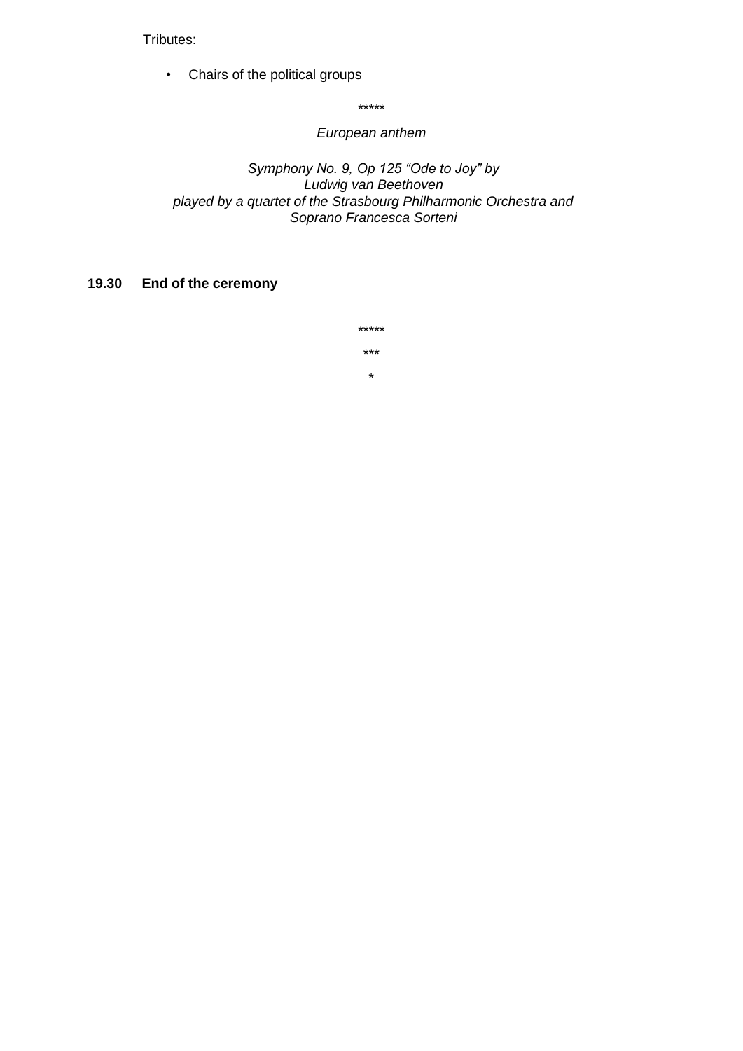Tributes:

- Chairs of the political groups

*****

*European anthem*

*Symphony No. 9, Op 125 "Ode to Joy" by*
*Ludwig van Beethoven*
*played by a quartet of the Strasbourg Philharmonic Orchestra and*
*Soprano Francesca Sorteni*

**19.30 End of the ceremony**

*****

***

*